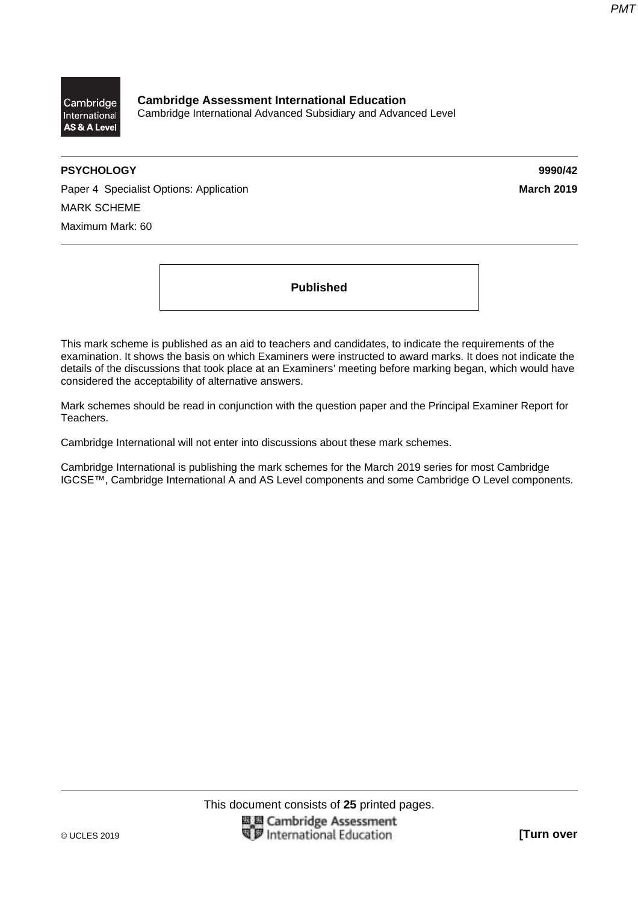**Cambridge Assessment International Education**
Cambridge International Advanced Subsidiary and Advanced Level

**PSYCHOLOGY** **9990/42**

Paper 4 Specialist Options: Application **March 2019**

MARK SCHEME

Maximum Mark: 60

**Published**

This mark scheme is published as an aid to teachers and candidates, to indicate the requirements of the examination. It shows the basis on which Examiners were instructed to award marks. It does not indicate the details of the discussions that took place at an Examiners' meeting before marking began, which would have considered the acceptability of alternative answers.

Mark schemes should be read in conjunction with the question paper and the Principal Examiner Report for Teachers.

Cambridge International will not enter into discussions about these mark schemes.

Cambridge International is publishing the mark schemes for the March 2019 series for most Cambridge IGCSE™, Cambridge International A and AS Level components and some Cambridge O Level components.

This document consists of **25** printed pages.

© UCLES 2019 **[Turn over**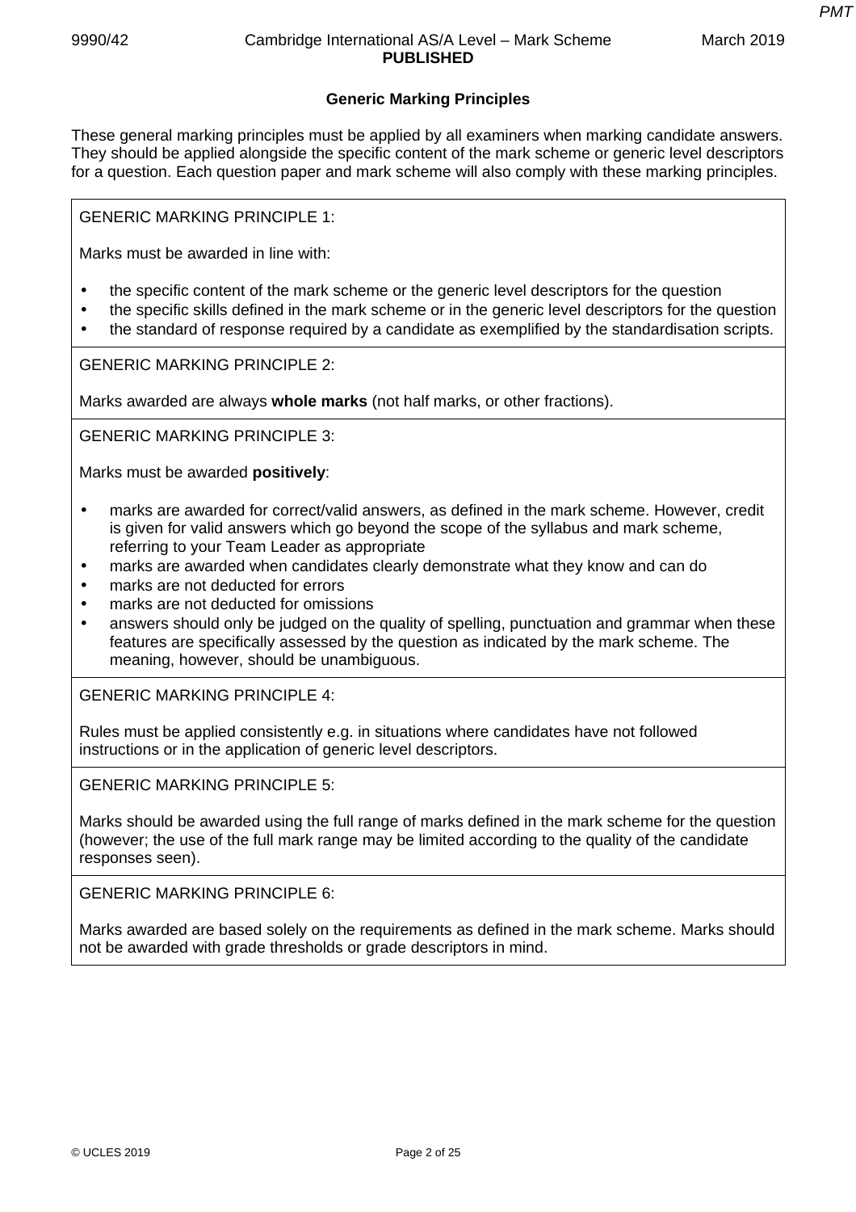## Generic Marking Principles

These general marking principles must be applied by all examiners when marking candidate answers. They should be applied alongside the specific content of the mark scheme or generic level descriptors for a question. Each question paper and mark scheme will also comply with these marking principles.

GENERIC MARKING PRINCIPLE 1:

Marks must be awarded in line with:

- the specific content of the mark scheme or the generic level descriptors for the question
- the specific skills defined in the mark scheme or in the generic level descriptors for the question
- the standard of response required by a candidate as exemplified by the standardisation scripts.

GENERIC MARKING PRINCIPLE 2:

Marks awarded are always **whole marks** (not half marks, or other fractions).

GENERIC MARKING PRINCIPLE 3:

Marks must be awarded **positively**:

- marks are awarded for correct/valid answers, as defined in the mark scheme. However, credit is given for valid answers which go beyond the scope of the syllabus and mark scheme, referring to your Team Leader as appropriate
- marks are awarded when candidates clearly demonstrate what they know and can do
- marks are not deducted for errors
- marks are not deducted for omissions
- answers should only be judged on the quality of spelling, punctuation and grammar when these features are specifically assessed by the question as indicated by the mark scheme. The meaning, however, should be unambiguous.

GENERIC MARKING PRINCIPLE 4:

Rules must be applied consistently e.g. in situations where candidates have not followed instructions or in the application of generic level descriptors.

GENERIC MARKING PRINCIPLE 5:

Marks should be awarded using the full range of marks defined in the mark scheme for the question (however; the use of the full mark range may be limited according to the quality of the candidate responses seen).

GENERIC MARKING PRINCIPLE 6:

Marks awarded are based solely on the requirements as defined in the mark scheme. Marks should not be awarded with grade thresholds or grade descriptors in mind.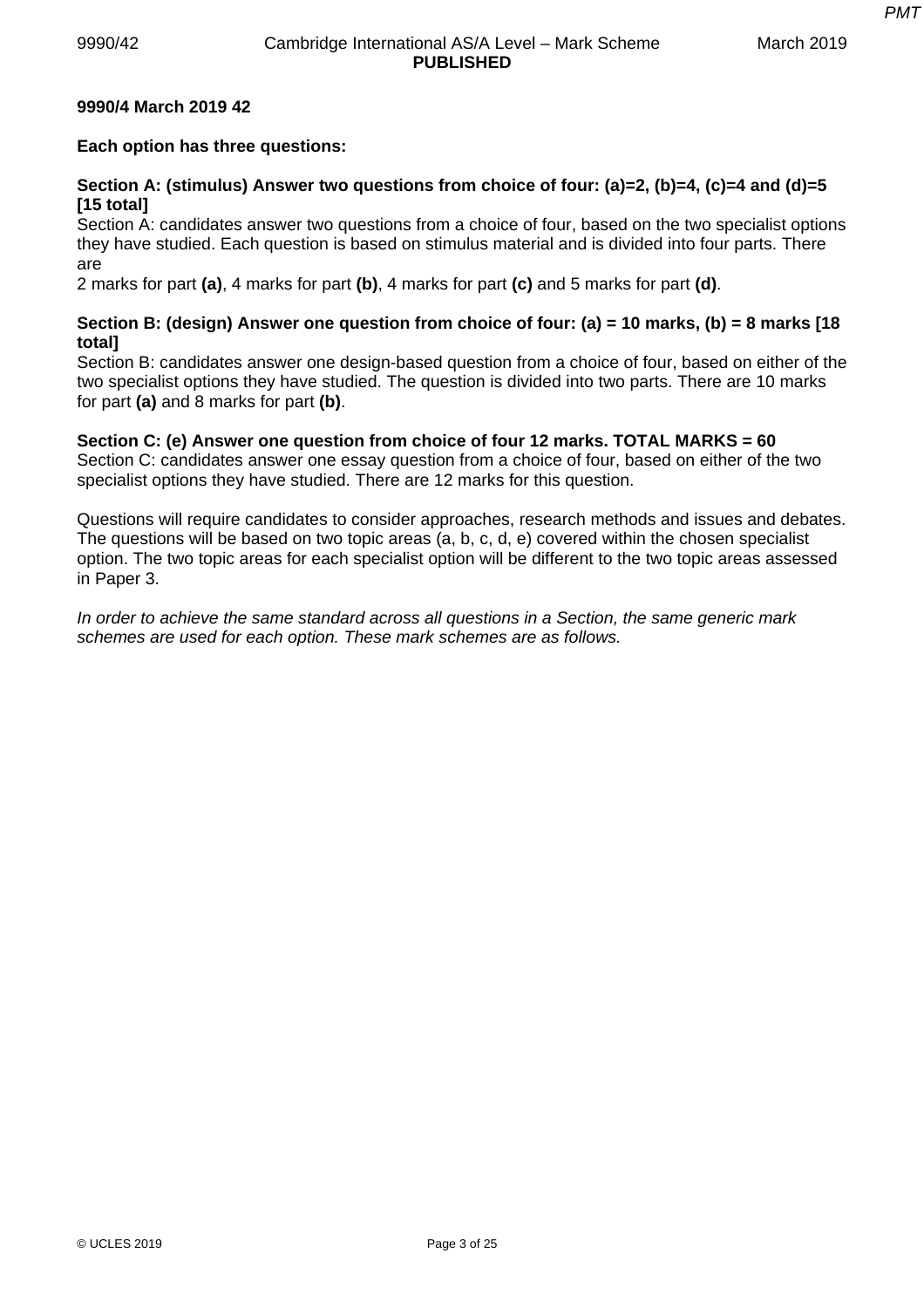**9990/4 March 2019 42**

**Each option has three questions:**

**Section A: (stimulus) Answer two questions from choice of four: (a)=2, (b)=4, (c)=4 and (d)=5 [15 total]**
Section A: candidates answer two questions from a choice of four, based on the two specialist options they have studied. Each question is based on stimulus material and is divided into four parts. There are
2 marks for part **(a)**, 4 marks for part **(b)**, 4 marks for part **(c)** and 5 marks for part **(d)**.

**Section B: (design) Answer one question from choice of four: (a) = 10 marks, (b) = 8 marks [18 total]**
Section B: candidates answer one design-based question from a choice of four, based on either of the two specialist options they have studied. The question is divided into two parts. There are 10 marks for part **(a)** and 8 marks for part **(b)**.

**Section C: (e) Answer one question from choice of four 12 marks. TOTAL MARKS = 60**
Section C: candidates answer one essay question from a choice of four, based on either of the two specialist options they have studied. There are 12 marks for this question.

Questions will require candidates to consider approaches, research methods and issues and debates. The questions will be based on two topic areas (a, b, c, d, e) covered within the chosen specialist option. The two topic areas for each specialist option will be different to the two topic areas assessed in Paper 3.

*In order to achieve the same standard across all questions in a Section, the same generic mark schemes are used for each option. These mark schemes are as follows.*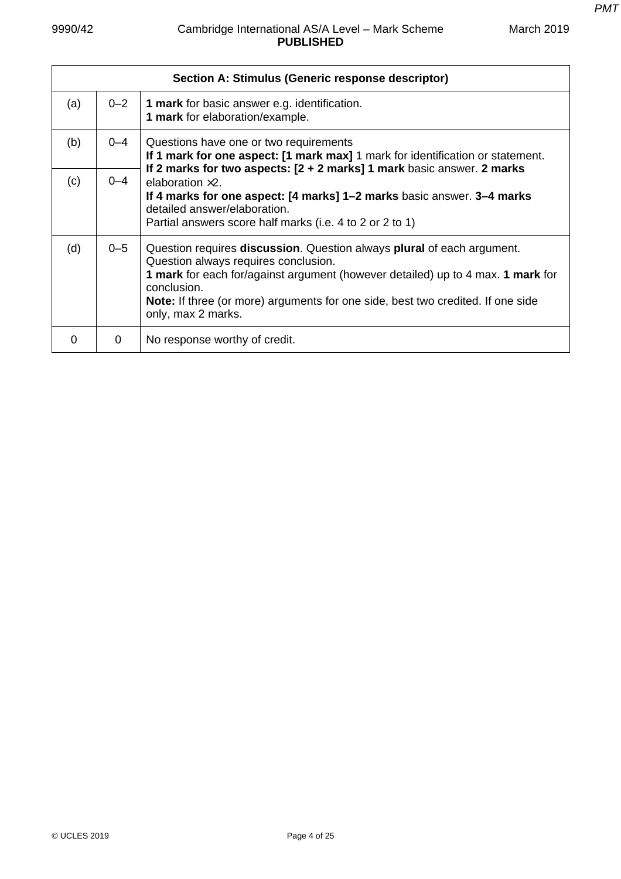| Section A: Stimulus (Generic response descriptor) | | |
|---|---|---|
| (a) | 0–2 | **1 mark** for basic answer e.g. identification.<br>**1 mark** for elaboration/example. |
| (b) | 0–4 | Questions have one or two requirements<br>**If 1 mark for one aspect: [1 mark max]** 1 mark for identification or statement.<br>**If 2 marks for two aspects: [2 + 2 marks] 1 mark** basic answer. **2 marks** elaboration ×2.<br>**If 4 marks for one aspect: [4 marks] 1–2 marks** basic answer. **3–4 marks** detailed answer/elaboration.<br>Partial answers score half marks (i.e. 4 to 2 or 2 to 1) |
| (c) | 0–4 | |
| (d) | 0–5 | Question requires **discussion**. Question always **plural** of each argument.<br>Question always requires conclusion.<br>**1 mark** for each for/against argument (however detailed) up to 4 max. **1 mark** for conclusion.<br>**Note:** If three (or more) arguments for one side, best two credited. If one side only, max 2 marks. |
| 0 | 0 | No response worthy of credit. |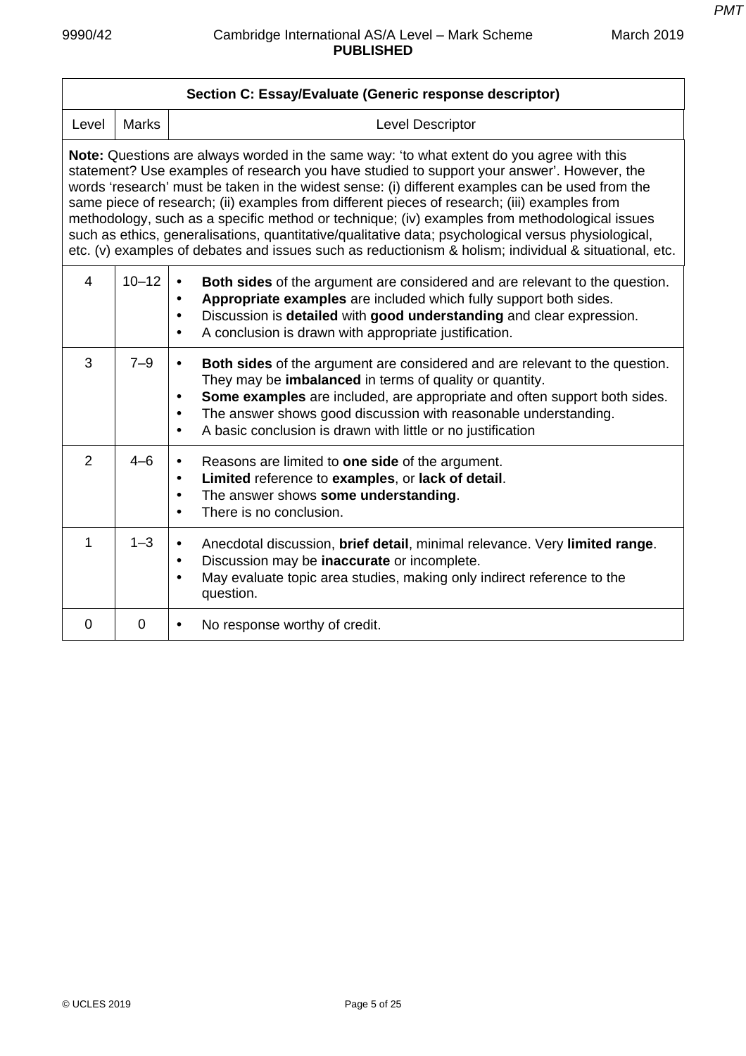| Section C: Essay/Evaluate (Generic response descriptor) | | |
|---|---|---|
| Level | Marks | Level Descriptor |
| **Note:** Questions are always worded in the same way: 'to what extent do you agree with this statement? Use examples of research you have studied to support your answer'. However, the words 'research' must be taken in the widest sense: (i) different examples can be used from the same piece of research; (ii) examples from different pieces of research; (iii) examples from methodology, such as a specific method or technique; (iv) examples from methodological issues such as ethics, generalisations, quantitative/qualitative data; psychological versus physiological, etc. (v) examples of debates and issues such as reductionism & holism; individual & situational, etc. | | |
| 4 | 10–12 | • **Both sides** of the argument are considered and are relevant to the question.<br>• **Appropriate examples** are included which fully support both sides.<br>• Discussion is **detailed** with **good understanding** and clear expression.<br>• A conclusion is drawn with appropriate justification. |
| 3 | 7–9 | • **Both sides** of the argument are considered and are relevant to the question. They may be **imbalanced** in terms of quality or quantity.<br>• **Some examples** are included, are appropriate and often support both sides.<br>• The answer shows good discussion with reasonable understanding.<br>• A basic conclusion is drawn with little or no justification |
| 2 | 4–6 | • Reasons are limited to **one side** of the argument.<br>• **Limited** reference to **examples**, or **lack of detail**.<br>• The answer shows **some understanding**.<br>• There is no conclusion. |
| 1 | 1–3 | • Anecdotal discussion, **brief detail**, minimal relevance. Very **limited range**.<br>• Discussion may be **inaccurate** or incomplete.<br>• May evaluate topic area studies, making only indirect reference to the question. |
| 0 | 0 | • No response worthy of credit. |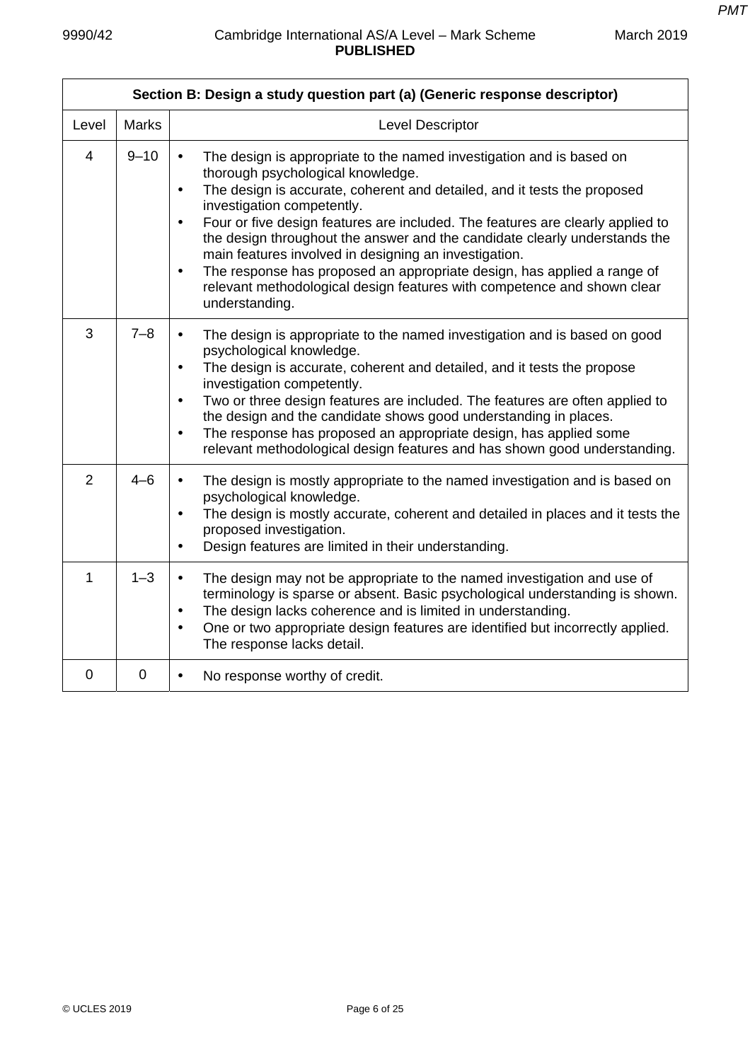| Section B: Design a study question part (a) (Generic response descriptor) | | |
|---|---|---|
| Level | Marks | Level Descriptor |
| 4 | 9–10 | • The design is appropriate to the named investigation and is based on thorough psychological knowledge.<br>• The design is accurate, coherent and detailed, and it tests the proposed investigation competently.<br>• Four or five design features are included. The features are clearly applied to the design throughout the answer and the candidate clearly understands the main features involved in designing an investigation.<br>• The response has proposed an appropriate design, has applied a range of relevant methodological design features with competence and shown clear understanding. |
| 3 | 7–8 | • The design is appropriate to the named investigation and is based on good psychological knowledge.<br>• The design is accurate, coherent and detailed, and it tests the propose investigation competently.<br>• Two or three design features are included. The features are often applied to the design and the candidate shows good understanding in places.<br>• The response has proposed an appropriate design, has applied some relevant methodological design features and has shown good understanding. |
| 2 | 4–6 | • The design is mostly appropriate to the named investigation and is based on psychological knowledge.<br>• The design is mostly accurate, coherent and detailed in places and it tests the proposed investigation.<br>• Design features are limited in their understanding. |
| 1 | 1–3 | • The design may not be appropriate to the named investigation and use of terminology is sparse or absent. Basic psychological understanding is shown.<br>• The design lacks coherence and is limited in understanding.<br>• One or two appropriate design features are identified but incorrectly applied. The response lacks detail. |
| 0 | 0 | • No response worthy of credit. |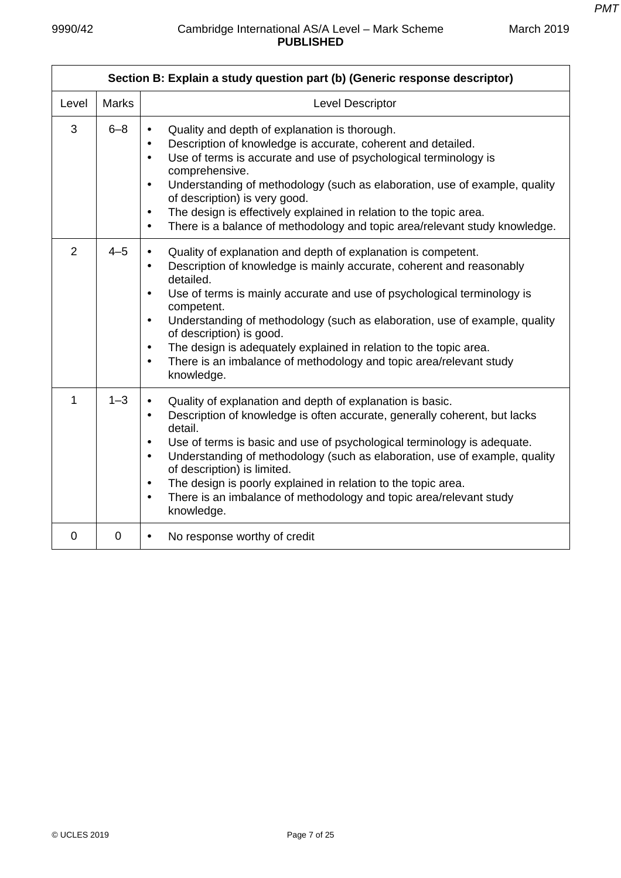| Section B: Explain a study question part (b) (Generic response descriptor) | | |
|---|---|---|
| Level | Marks | Level Descriptor |
| 3 | 6–8 | • Quality and depth of explanation is thorough.<br>• Description of knowledge is accurate, coherent and detailed.<br>• Use of terms is accurate and use of psychological terminology is comprehensive.<br>• Understanding of methodology (such as elaboration, use of example, quality of description) is very good.<br>• The design is effectively explained in relation to the topic area.<br>• There is a balance of methodology and topic area/relevant study knowledge. |
| 2 | 4–5 | • Quality of explanation and depth of explanation is competent.<br>• Description of knowledge is mainly accurate, coherent and reasonably detailed.<br>• Use of terms is mainly accurate and use of psychological terminology is competent.<br>• Understanding of methodology (such as elaboration, use of example, quality of description) is good.<br>• The design is adequately explained in relation to the topic area.<br>• There is an imbalance of methodology and topic area/relevant study knowledge. |
| 1 | 1–3 | • Quality of explanation and depth of explanation is basic.<br>• Description of knowledge is often accurate, generally coherent, but lacks detail.<br>• Use of terms is basic and use of psychological terminology is adequate.<br>• Understanding of methodology (such as elaboration, use of example, quality of description) is limited.<br>• The design is poorly explained in relation to the topic area.<br>• There is an imbalance of methodology and topic area/relevant study knowledge. |
| 0 | 0 | • No response worthy of credit |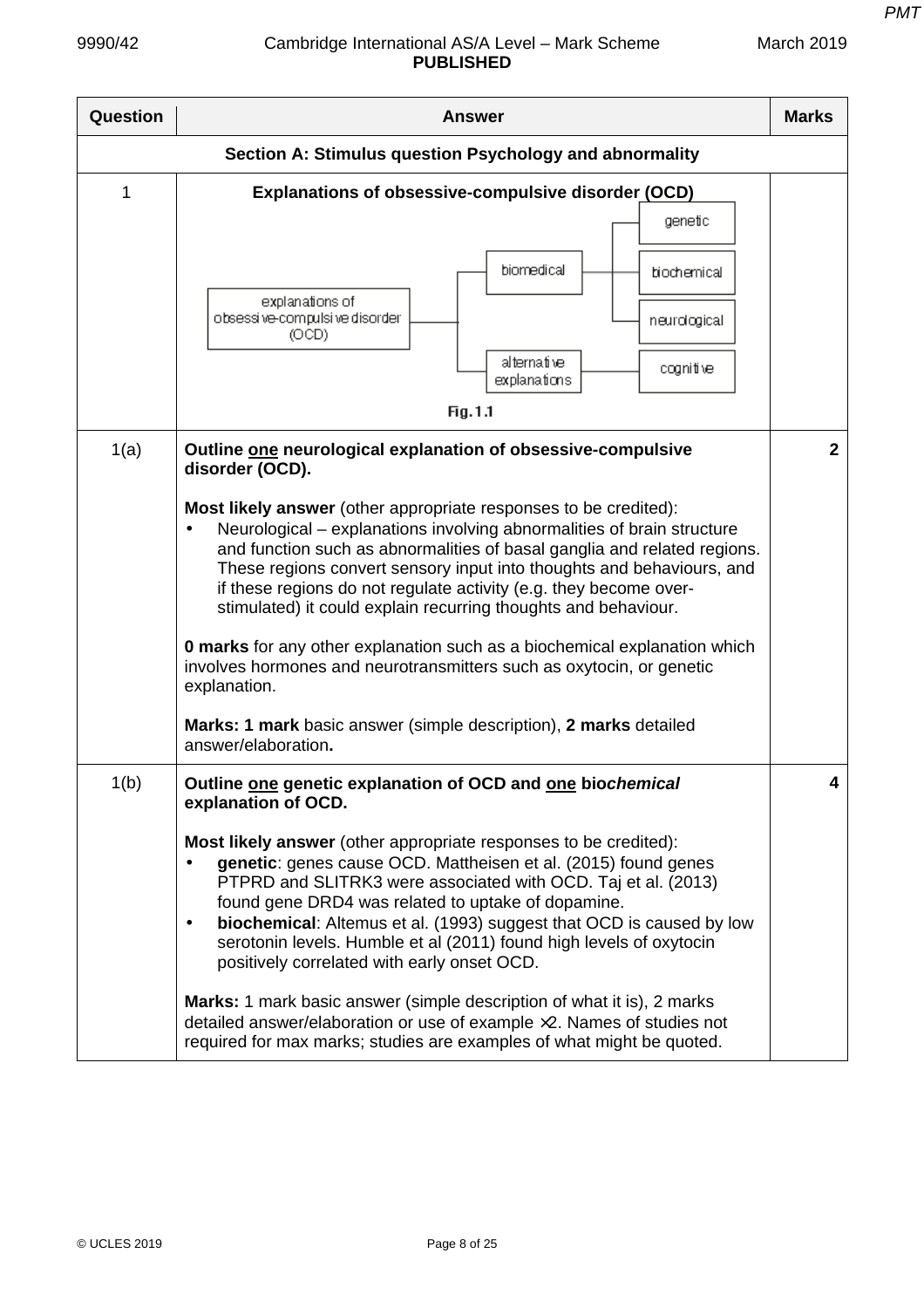| Question | Answer | Marks |
|---|---|---|
| | **Section A: Stimulus question Psychology and abnormality** | |
| 1 | **Explanations of obsessive-compulsive disorder (OCD)**<br><br>explanations of obsessive-compulsive disorder (OCD) → biomedical (genetic, biochemical, neurological); alternative explanations (cognitive)<br><br>**Fig. 1.1** | |
| 1(a) | **Outline one neurological explanation of obsessive-compulsive disorder (OCD).**<br><br>**Most likely answer** (other appropriate responses to be credited):<br>• Neurological – explanations involving abnormalities of brain structure and function such as abnormalities of basal ganglia and related regions. These regions convert sensory input into thoughts and behaviours, and if these regions do not regulate activity (e.g. they become over-stimulated) it could explain recurring thoughts and behaviour.<br><br>**0 marks** for any other explanation such as a biochemical explanation which involves hormones and neurotransmitters such as oxytocin, or genetic explanation.<br><br>**Marks: 1 mark** basic answer (simple description), **2 marks** detailed answer/elaboration**.** | **2** |
| 1(b) | **Outline one genetic explanation of OCD and one bio*chemical* explanation of OCD.**<br><br>**Most likely answer** (other appropriate responses to be credited):<br>• **genetic**: genes cause OCD. Mattheisen et al. (2015) found genes PTPRD and SLITRK3 were associated with OCD. Taj et al. (2013) found gene DRD4 was related to uptake of dopamine.<br>• **biochemical**: Altemus et al. (1993) suggest that OCD is caused by low serotonin levels. Humble et al (2011) found high levels of oxytocin positively correlated with early onset OCD.<br><br>**Marks:** 1 mark basic answer (simple description of what it is), 2 marks detailed answer/elaboration or use of example ×2. Names of studies not required for max marks; studies are examples of what might be quoted. | **4** |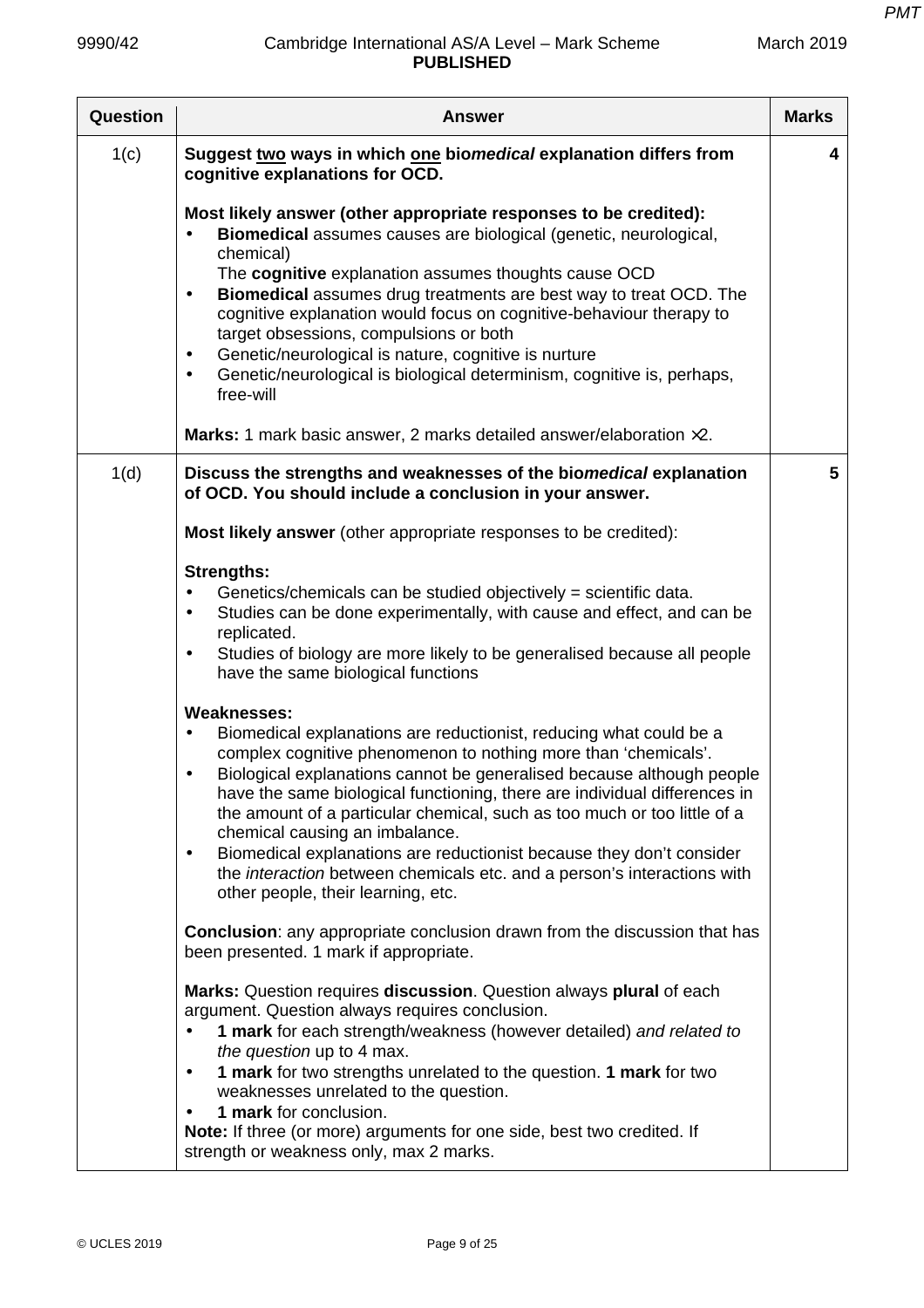| Question | Answer | Marks |
|---|---|---|
| 1(c) | **Suggest <u>two</u> ways in which <u>one</u> bio*medical* explanation differs from cognitive explanations for OCD.**<br><br>**Most likely answer (other appropriate responses to be credited):**<br>• **Biomedical** assumes causes are biological (genetic, neurological, chemical)<br>The **cognitive** explanation assumes thoughts cause OCD<br>• **Biomedical** assumes drug treatments are best way to treat OCD. The cognitive explanation would focus on cognitive-behaviour therapy to target obsessions, compulsions or both<br>• Genetic/neurological is nature, cognitive is nurture<br>• Genetic/neurological is biological determinism, cognitive is, perhaps, free-will<br><br>**Marks:** 1 mark basic answer, 2 marks detailed answer/elaboration ×2. | 4 |
| 1(d) | **Discuss the strengths and weaknesses of the bio*medical* explanation of OCD. You should include a conclusion in your answer.**<br><br>**Most likely answer** (other appropriate responses to be credited):<br><br>**Strengths:**<br>• Genetics/chemicals can be studied objectively = scientific data.<br>• Studies can be done experimentally, with cause and effect, and can be replicated.<br>• Studies of biology are more likely to be generalised because all people have the same biological functions<br><br>**Weaknesses:**<br>• Biomedical explanations are reductionist, reducing what could be a complex cognitive phenomenon to nothing more than 'chemicals'.<br>• Biological explanations cannot be generalised because although people have the same biological functioning, there are individual differences in the amount of a particular chemical, such as too much or too little of a chemical causing an imbalance.<br>• Biomedical explanations are reductionist because they don't consider the *interaction* between chemicals etc. and a person's interactions with other people, their learning, etc.<br><br>**Conclusion**: any appropriate conclusion drawn from the discussion that has been presented. 1 mark if appropriate.<br><br>**Marks:** Question requires **discussion**. Question always **plural** of each argument. Question always requires conclusion.<br>• **1 mark** for each strength/weakness (however detailed) *and related to the question* up to 4 max.<br>• **1 mark** for two strengths unrelated to the question. **1 mark** for two weaknesses unrelated to the question.<br>• **1 mark** for conclusion.<br>**Note:** If three (or more) arguments for one side, best two credited. If strength or weakness only, max 2 marks. | 5 |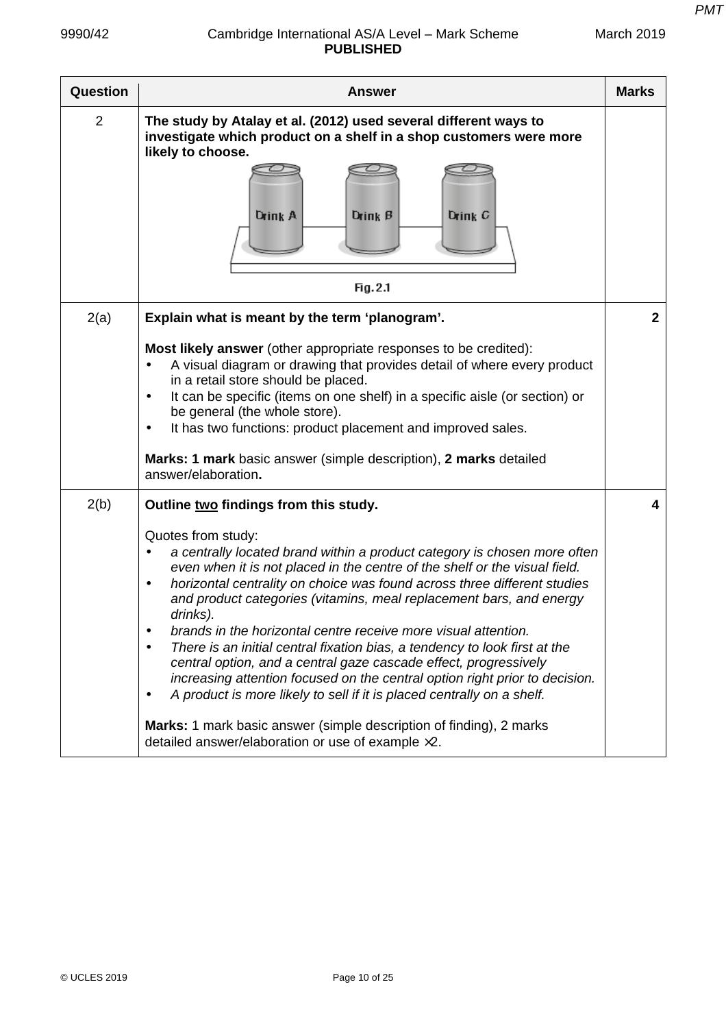| Question | Answer | Marks |
|---|---|---|
| 2 | **The study by Atalay et al. (2012) used several different ways to investigate which product on a shelf in a shop customers were more likely to choose.**<br><br>Drink A Drink B Drink C<br><br>Fig. 2.1 | |
| 2(a) | **Explain what is meant by the term 'planogram'.**<br><br>**Most likely answer** (other appropriate responses to be credited):<br>• A visual diagram or drawing that provides detail of where every product in a retail store should be placed.<br>• It can be specific (items on one shelf) in a specific aisle (or section) or be general (the whole store).<br>• It has two functions: product placement and improved sales.<br><br>**Marks: 1 mark** basic answer (simple description), **2 marks** detailed answer/elaboration**.** | **2** |
| 2(b) | **Outline two findings from this study.**<br><br>Quotes from study:<br>• *a centrally located brand within a product category is chosen more often even when it is not placed in the centre of the shelf or the visual field.*<br>• *horizontal centrality on choice was found across three different studies and product categories (vitamins, meal replacement bars, and energy drinks).*<br>• *brands in the horizontal centre receive more visual attention.*<br>• *There is an initial central fixation bias, a tendency to look first at the central option, and a central gaze cascade effect, progressively increasing attention focused on the central option right prior to decision.*<br>• *A product is more likely to sell if it is placed centrally on a shelf.*<br><br>**Marks:** 1 mark basic answer (simple description of finding), 2 marks detailed answer/elaboration or use of example ×2. | **4** |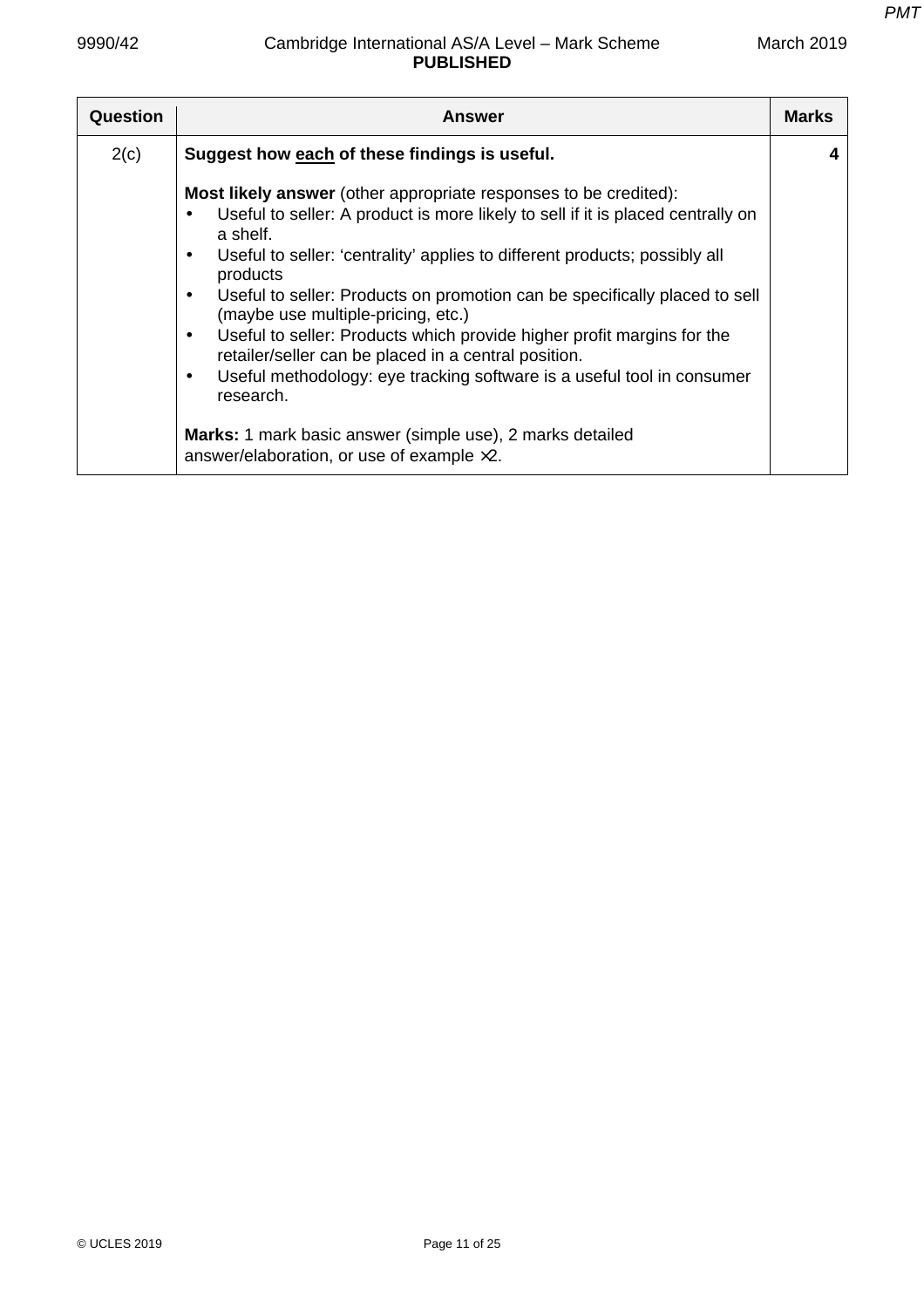| Question | Answer | Marks |
|---|---|---|
| 2(c) | **Suggest how <u>each</u> of these findings is useful.**<br><br>**Most likely answer** (other appropriate responses to be credited):<br>• Useful to seller: A product is more likely to sell if it is placed centrally on a shelf.<br>• Useful to seller: 'centrality' applies to different products; possibly all products<br>• Useful to seller: Products on promotion can be specifically placed to sell (maybe use multiple-pricing, etc.)<br>• Useful to seller: Products which provide higher profit margins for the retailer/seller can be placed in a central position.<br>• Useful methodology: eye tracking software is a useful tool in consumer research.<br><br>**Marks:** 1 mark basic answer (simple use), 2 marks detailed answer/elaboration, or use of example ×2. | 4 |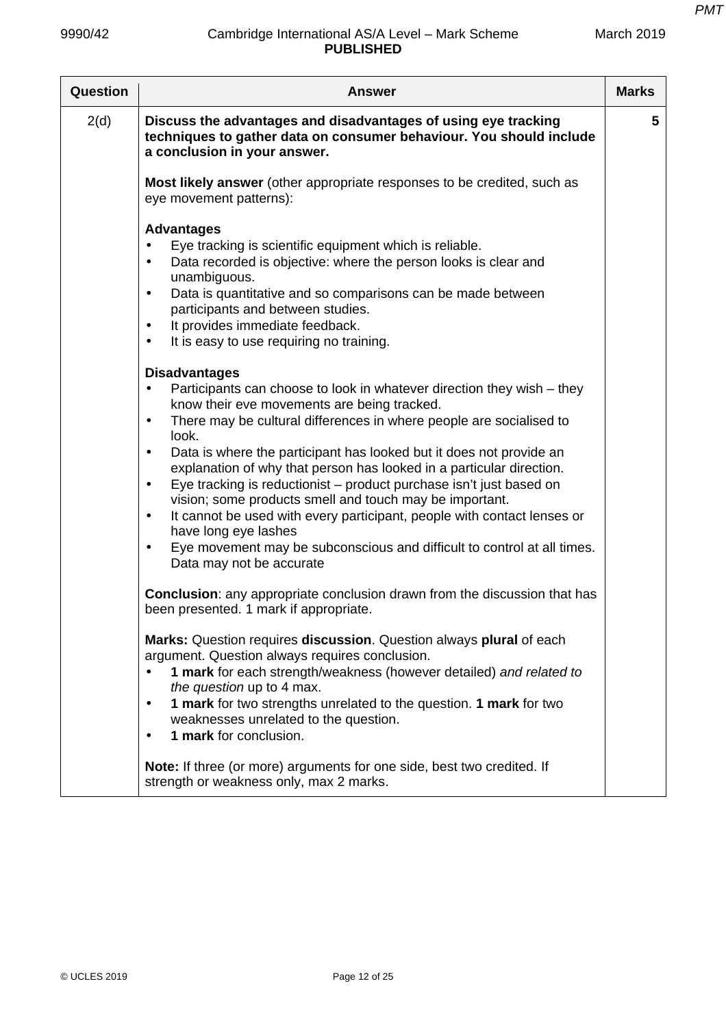| Question | Answer | Marks |
|---|---|---|
| 2(d) | **Discuss the advantages and disadvantages of using eye tracking techniques to gather data on consumer behaviour. You should include a conclusion in your answer.**<br><br>**Most likely answer** (other appropriate responses to be credited, such as eye movement patterns):<br><br>**Advantages**<br>• Eye tracking is scientific equipment which is reliable.<br>• Data recorded is objective: where the person looks is clear and unambiguous.<br>• Data is quantitative and so comparisons can be made between participants and between studies.<br>• It provides immediate feedback.<br>• It is easy to use requiring no training.<br><br>**Disadvantages**<br>• Participants can choose to look in whatever direction they wish – they know their eve movements are being tracked.<br>• There may be cultural differences in where people are socialised to look.<br>• Data is where the participant has looked but it does not provide an explanation of why that person has looked in a particular direction.<br>• Eye tracking is reductionist – product purchase isn't just based on vision; some products smell and touch may be important.<br>• It cannot be used with every participant, people with contact lenses or have long eye lashes<br>• Eye movement may be subconscious and difficult to control at all times. Data may not be accurate<br><br>**Conclusion**: any appropriate conclusion drawn from the discussion that has been presented. 1 mark if appropriate.<br><br>**Marks:** Question requires **discussion**. Question always **plural** of each argument. Question always requires conclusion.<br>• **1 mark** for each strength/weakness (however detailed) *and related to the question* up to 4 max.<br>• **1 mark** for two strengths unrelated to the question. **1 mark** for two weaknesses unrelated to the question.<br>• **1 mark** for conclusion.<br><br>**Note:** If three (or more) arguments for one side, best two credited. If strength or weakness only, max 2 marks. | 5 |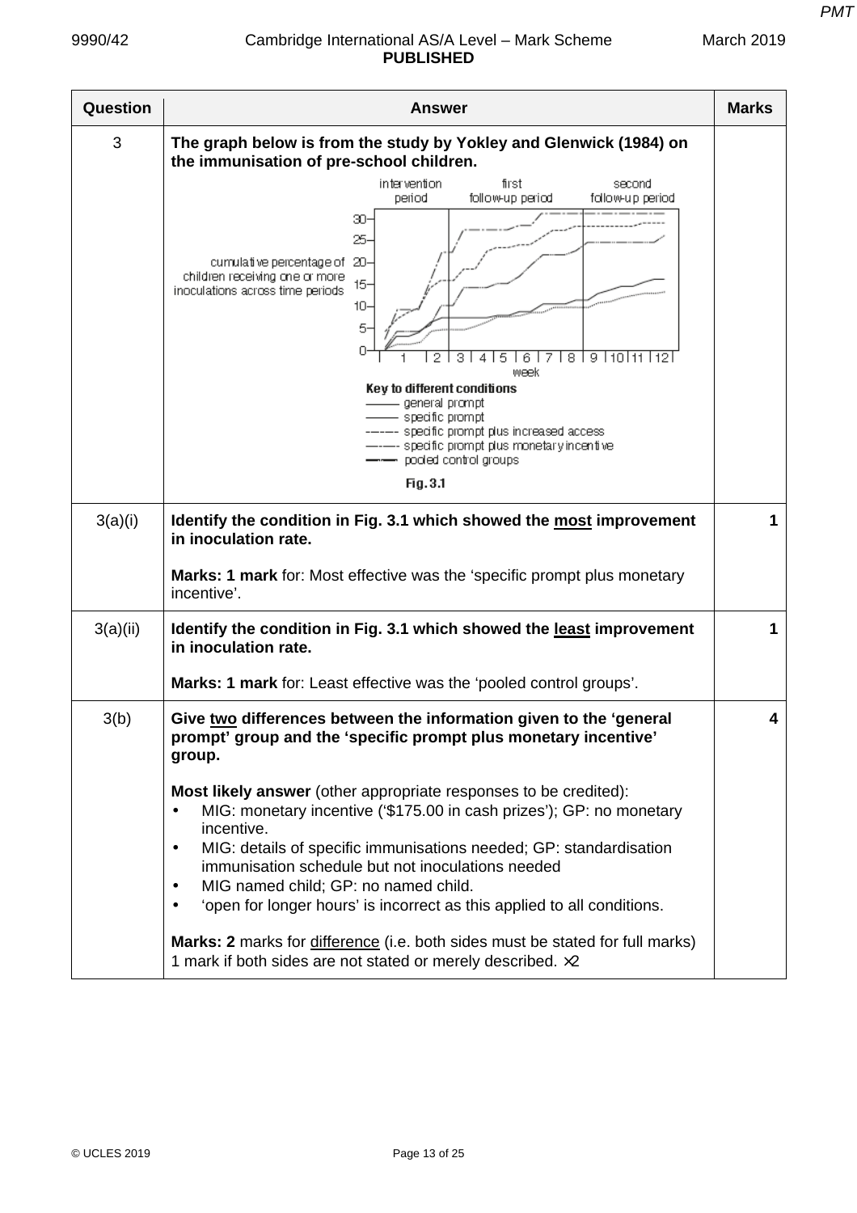| Question | Answer | Marks |
|---|---|---|
| 3 | **The graph below is from the study by Yokley and Glenwick (1984) on the immunisation of pre-school children.**<br><br>Fig. 3.1 | |
| 3(a)(i) | **Identify the condition in Fig. 3.1 which showed the most improvement in inoculation rate.**<br><br>**Marks: 1 mark** for: Most effective was the 'specific prompt plus monetary incentive'. | 1 |
| 3(a)(ii) | **Identify the condition in Fig. 3.1 which showed the least improvement in inoculation rate.**<br><br>**Marks: 1 mark** for: Least effective was the 'pooled control groups'. | 1 |
| 3(b) | **Give two differences between the information given to the 'general prompt' group and the 'specific prompt plus monetary incentive' group.**<br><br>**Most likely answer** (other appropriate responses to be credited):<br>• MIG: monetary incentive ('$175.00 in cash prizes'); GP: no monetary incentive.<br>• MIG: details of specific immunisations needed; GP: standardisation immunisation schedule but not inoculations needed<br>• MIG named child; GP: no named child.<br>• 'open for longer hours' is incorrect as this applied to all conditions.<br><br>**Marks: 2** marks for difference (i.e. both sides must be stated for full marks) 1 mark if both sides are not stated or merely described. ×2 | 4 |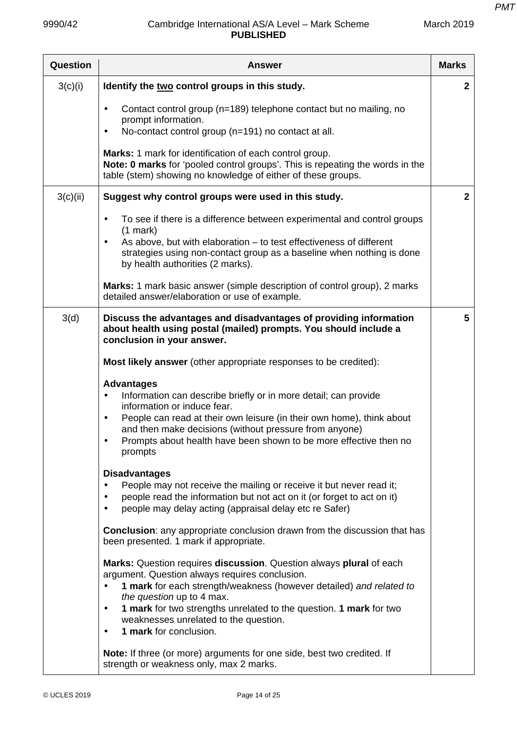| Question | Answer | Marks |
|---|---|---|
| 3(c)(i) | **Identify the two control groups in this study.**<br><br>• Contact control group (n=189) telephone contact but no mailing, no prompt information.<br>• No-contact control group (n=191) no contact at all.<br><br>**Marks:** 1 mark for identification of each control group.<br>**Note: 0 marks** for 'pooled control groups'. This is repeating the words in the table (stem) showing no knowledge of either of these groups. | **2** |
| 3(c)(ii) | **Suggest why control groups were used in this study.**<br><br>• To see if there is a difference between experimental and control groups (1 mark)<br>• As above, but with elaboration – to test effectiveness of different strategies using non-contact group as a baseline when nothing is done by health authorities (2 marks).<br><br>**Marks:** 1 mark basic answer (simple description of control group), 2 marks detailed answer/elaboration or use of example. | **2** |
| 3(d) | **Discuss the advantages and disadvantages of providing information about health using postal (mailed) prompts. You should include a conclusion in your answer.**<br><br>**Most likely answer** (other appropriate responses to be credited):<br><br>**Advantages**<br>• Information can describe briefly or in more detail; can provide information or induce fear.<br>• People can read at their own leisure (in their own home), think about and then make decisions (without pressure from anyone)<br>• Prompts about health have been shown to be more effective then no prompts<br><br>**Disadvantages**<br>• People may not receive the mailing or receive it but never read it;<br>• people read the information but not act on it (or forget to act on it)<br>• people may delay acting (appraisal delay etc re Safer)<br><br>**Conclusion**: any appropriate conclusion drawn from the discussion that has been presented. 1 mark if appropriate.<br><br>**Marks:** Question requires **discussion**. Question always **plural** of each argument. Question always requires conclusion.<br>• **1 mark** for each strength/weakness (however detailed) *and related to the question* up to 4 max.<br>• **1 mark** for two strengths unrelated to the question. **1 mark** for two weaknesses unrelated to the question.<br>• **1 mark** for conclusion.<br><br>**Note:** If three (or more) arguments for one side, best two credited. If strength or weakness only, max 2 marks. | **5** |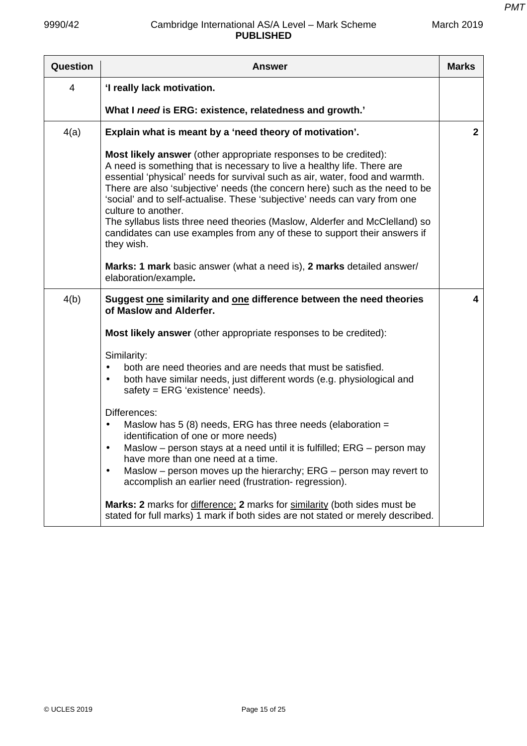| Question | Answer | Marks |
|---|---|---|
| 4 | **'I really lack motivation.**<br><br>**What I *need* is ERG: existence, relatedness and growth.'** | |
| 4(a) | **Explain what is meant by a 'need theory of motivation'.**<br><br>**Most likely answer** (other appropriate responses to be credited):<br>A need is something that is necessary to live a healthy life. There are essential 'physical' needs for survival such as air, water, food and warmth. There are also 'subjective' needs (the concern here) such as the need to be 'social' and to self-actualise. These 'subjective' needs can vary from one culture to another.<br>The syllabus lists three need theories (Maslow, Alderfer and McClelland) so candidates can use examples from any of these to support their answers if they wish.<br><br>**Marks: 1 mark** basic answer (what a need is), **2 marks** detailed answer/ elaboration/example**.** | **2** |
| 4(b) | **Suggest <u>one</u> similarity and <u>one</u> difference between the need theories of Maslow and Alderfer.**<br><br>**Most likely answer** (other appropriate responses to be credited):<br><br>Similarity:<br>• both are need theories and are needs that must be satisfied.<br>• both have similar needs, just different words (e.g. physiological and safety = ERG 'existence' needs).<br><br>Differences:<br>• Maslow has 5 (8) needs, ERG has three needs (elaboration = identification of one or more needs)<br>• Maslow – person stays at a need until it is fulfilled; ERG – person may have more than one need at a time.<br>• Maslow – person moves up the hierarchy; ERG – person may revert to accomplish an earlier need (frustration- regression).<br><br>**Marks: 2** marks for <u>difference;</u> **2** marks for <u>similarity</u> (both sides must be stated for full marks) 1 mark if both sides are not stated or merely described. | **4** |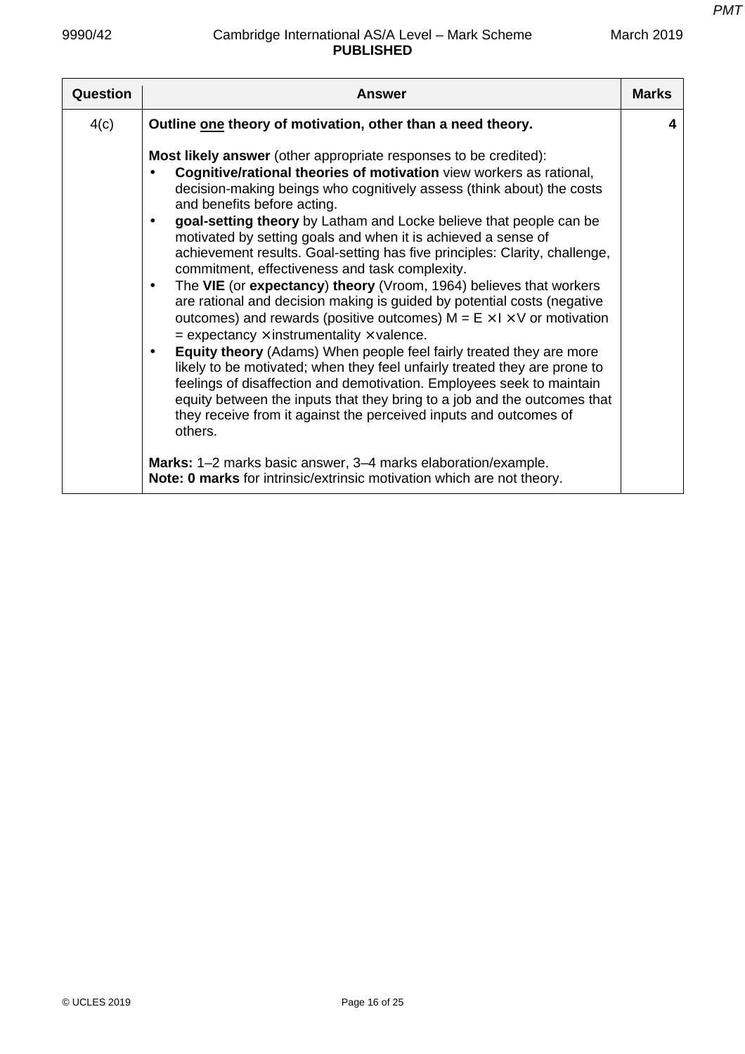| Question | Answer | Marks |
|---|---|---|
| 4(c) | **Outline <u>one</u> theory of motivation, other than a need theory.**<br><br>**Most likely answer** (other appropriate responses to be credited):<br>• **Cognitive/rational theories of motivation** view workers as rational, decision-making beings who cognitively assess (think about) the costs and benefits before acting.<br>• **goal-setting theory** by Latham and Locke believe that people can be motivated by setting goals and when it is achieved a sense of achievement results. Goal-setting has five principles: Clarity, challenge, commitment, effectiveness and task complexity.<br>• The **VIE** (or **expectancy**) **theory** (Vroom, 1964) believes that workers are rational and decision making is guided by potential costs (negative outcomes) and rewards (positive outcomes) $M = E \times I \times V$ or motivation = expectancy × instrumentality × valence.<br>• **Equity theory** (Adams) When people feel fairly treated they are more likely to be motivated; when they feel unfairly treated they are prone to feelings of disaffection and demotivation. Employees seek to maintain equity between the inputs that they bring to a job and the outcomes that they receive from it against the perceived inputs and outcomes of others.<br><br>**Marks:** 1–2 marks basic answer, 3–4 marks elaboration/example.<br>**Note: 0 marks** for intrinsic/extrinsic motivation which are not theory. | 4 |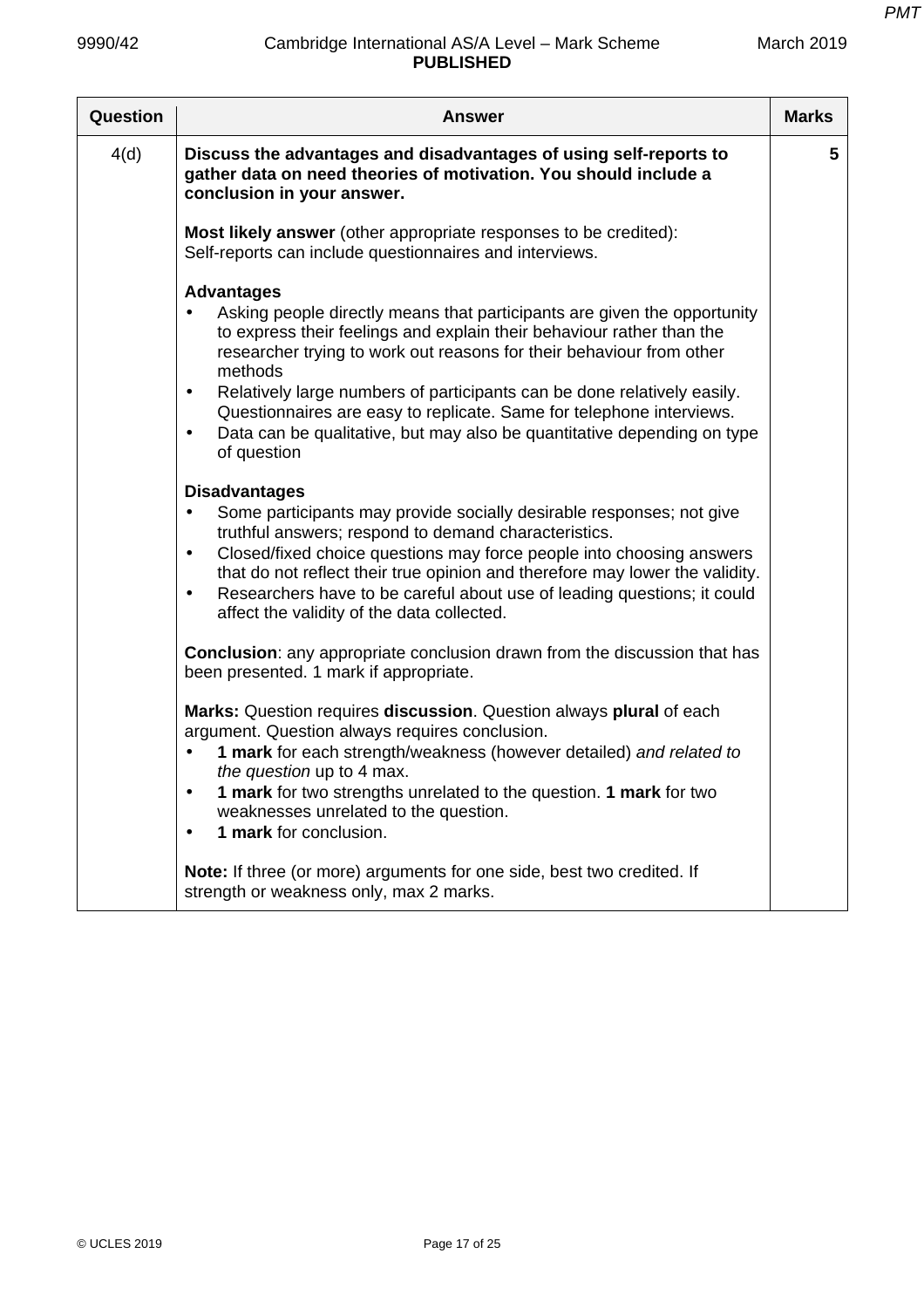| Question | Answer | Marks |
|---|---|---|
| 4(d) | **Discuss the advantages and disadvantages of using self-reports to gather data on need theories of motivation. You should include a conclusion in your answer.**<br><br>**Most likely answer** (other appropriate responses to be credited):<br>Self-reports can include questionnaires and interviews.<br><br>**Advantages**<br>• Asking people directly means that participants are given the opportunity to express their feelings and explain their behaviour rather than the researcher trying to work out reasons for their behaviour from other methods<br>• Relatively large numbers of participants can be done relatively easily. Questionnaires are easy to replicate. Same for telephone interviews.<br>• Data can be qualitative, but may also be quantitative depending on type of question<br><br>**Disadvantages**<br>• Some participants may provide socially desirable responses; not give truthful answers; respond to demand characteristics.<br>• Closed/fixed choice questions may force people into choosing answers that do not reflect their true opinion and therefore may lower the validity.<br>• Researchers have to be careful about use of leading questions; it could affect the validity of the data collected.<br><br>**Conclusion**: any appropriate conclusion drawn from the discussion that has been presented. 1 mark if appropriate.<br><br>**Marks:** Question requires **discussion**. Question always **plural** of each argument. Question always requires conclusion.<br>• **1 mark** for each strength/weakness (however detailed) *and related to the question* up to 4 max.<br>• **1 mark** for two strengths unrelated to the question. **1 mark** for two weaknesses unrelated to the question.<br>• **1 mark** for conclusion.<br><br>**Note:** If three (or more) arguments for one side, best two credited. If strength or weakness only, max 2 marks. | 5 |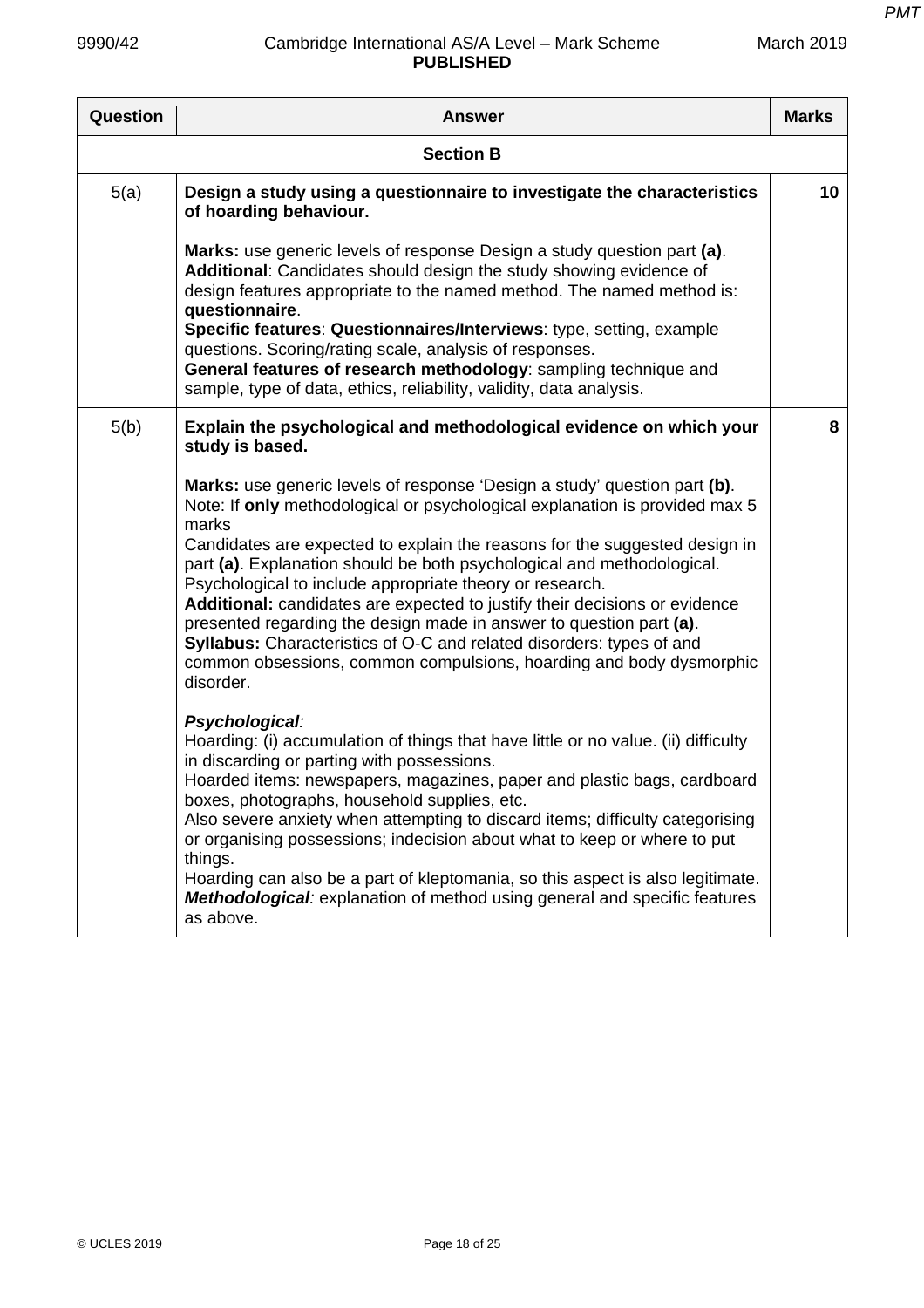| Question | Answer | Marks |
|---|---|---|
| | **Section B** | |
| 5(a) | **Design a study using a questionnaire to investigate the characteristics of hoarding behaviour.**<br><br>**Marks:** use generic levels of response Design a study question part **(a)**.<br>**Additional**: Candidates should design the study showing evidence of design features appropriate to the named method. The named method is: **questionnaire**.<br>**Specific features**: **Questionnaires/Interviews**: type, setting, example questions. Scoring/rating scale, analysis of responses.<br>**General features of research methodology**: sampling technique and sample, type of data, ethics, reliability, validity, data analysis. | 10 |
| 5(b) | **Explain the psychological and methodological evidence on which your study is based.**<br><br>**Marks:** use generic levels of response 'Design a study' question part **(b)**.<br>Note: If **only** methodological or psychological explanation is provided max 5 marks<br>Candidates are expected to explain the reasons for the suggested design in part **(a)**. Explanation should be both psychological and methodological. Psychological to include appropriate theory or research.<br>**Additional:** candidates are expected to justify their decisions or evidence presented regarding the design made in answer to question part **(a)**.<br>**Syllabus:** Characteristics of O-C and related disorders: types of and common obsessions, common compulsions, hoarding and body dysmorphic disorder.<br><br>***Psychological**:*<br>Hoarding: (i) accumulation of things that have little or no value. (ii) difficulty in discarding or parting with possessions.<br>Hoarded items: newspapers, magazines, paper and plastic bags, cardboard boxes, photographs, household supplies, etc.<br>Also severe anxiety when attempting to discard items; difficulty categorising or organising possessions; indecision about what to keep or where to put things.<br>Hoarding can also be a part of kleptomania, so this aspect is also legitimate.<br>***Methodological**:* explanation of method using general and specific features as above. | 8 |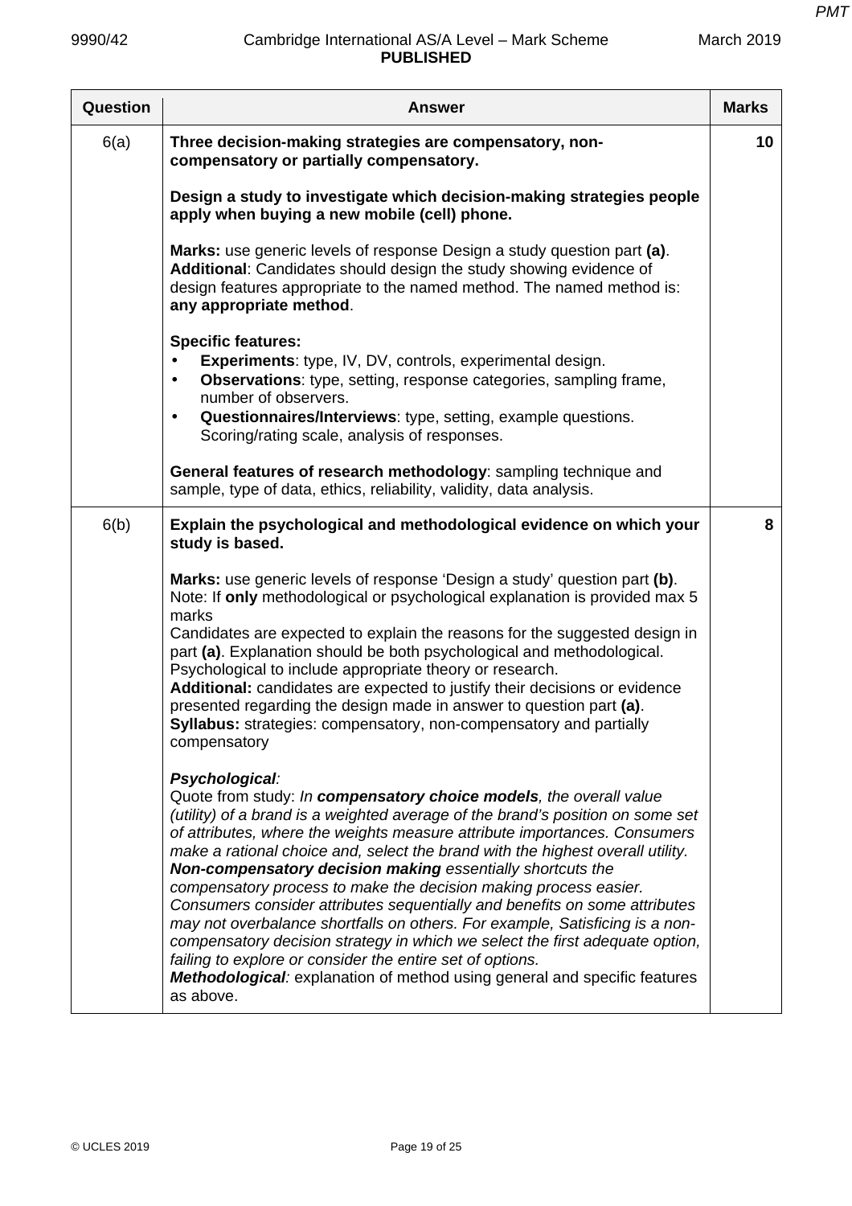| Question | Answer | Marks |
|---|---|---|
| 6(a) | **Three decision-making strategies are compensatory, non-compensatory or partially compensatory.**<br><br>**Design a study to investigate which decision-making strategies people apply when buying a new mobile (cell) phone.**<br><br>**Marks:** use generic levels of response Design a study question part **(a)**.<br>**Additional**: Candidates should design the study showing evidence of design features appropriate to the named method. The named method is: **any appropriate method**.<br><br>**Specific features:**<br>• **Experiments**: type, IV, DV, controls, experimental design.<br>• **Observations**: type, setting, response categories, sampling frame, number of observers.<br>• **Questionnaires/Interviews**: type, setting, example questions. Scoring/rating scale, analysis of responses.<br><br>**General features of research methodology**: sampling technique and sample, type of data, ethics, reliability, validity, data analysis. | **10** |
| 6(b) | **Explain the psychological and methodological evidence on which your study is based.**<br><br>**Marks:** use generic levels of response 'Design a study' question part **(b)**.<br>Note: If **only** methodological or psychological explanation is provided max 5 marks<br>Candidates are expected to explain the reasons for the suggested design in part **(a)**. Explanation should be both psychological and methodological. Psychological to include appropriate theory or research.<br>**Additional:** candidates are expected to justify their decisions or evidence presented regarding the design made in answer to question part **(a)**.<br>**Syllabus:** strategies: compensatory, non-compensatory and partially compensatory<br><br>***Psychological**:*<br>Quote from study: *In **compensatory choice models**, the overall value (utility) of a brand is a weighted average of the brand's position on some set of attributes, where the weights measure attribute importances. Consumers make a rational choice and, select the brand with the highest overall utility.* ***Non-compensatory decision making** essentially shortcuts the compensatory process to make the decision making process easier. Consumers consider attributes sequentially and benefits on some attributes may not overbalance shortfalls on others. For example, Satisficing is a non-compensatory decision strategy in which we select the first adequate option, failing to explore or consider the entire set of options.*<br>***Methodological**:* explanation of method using general and specific features as above. | **8** |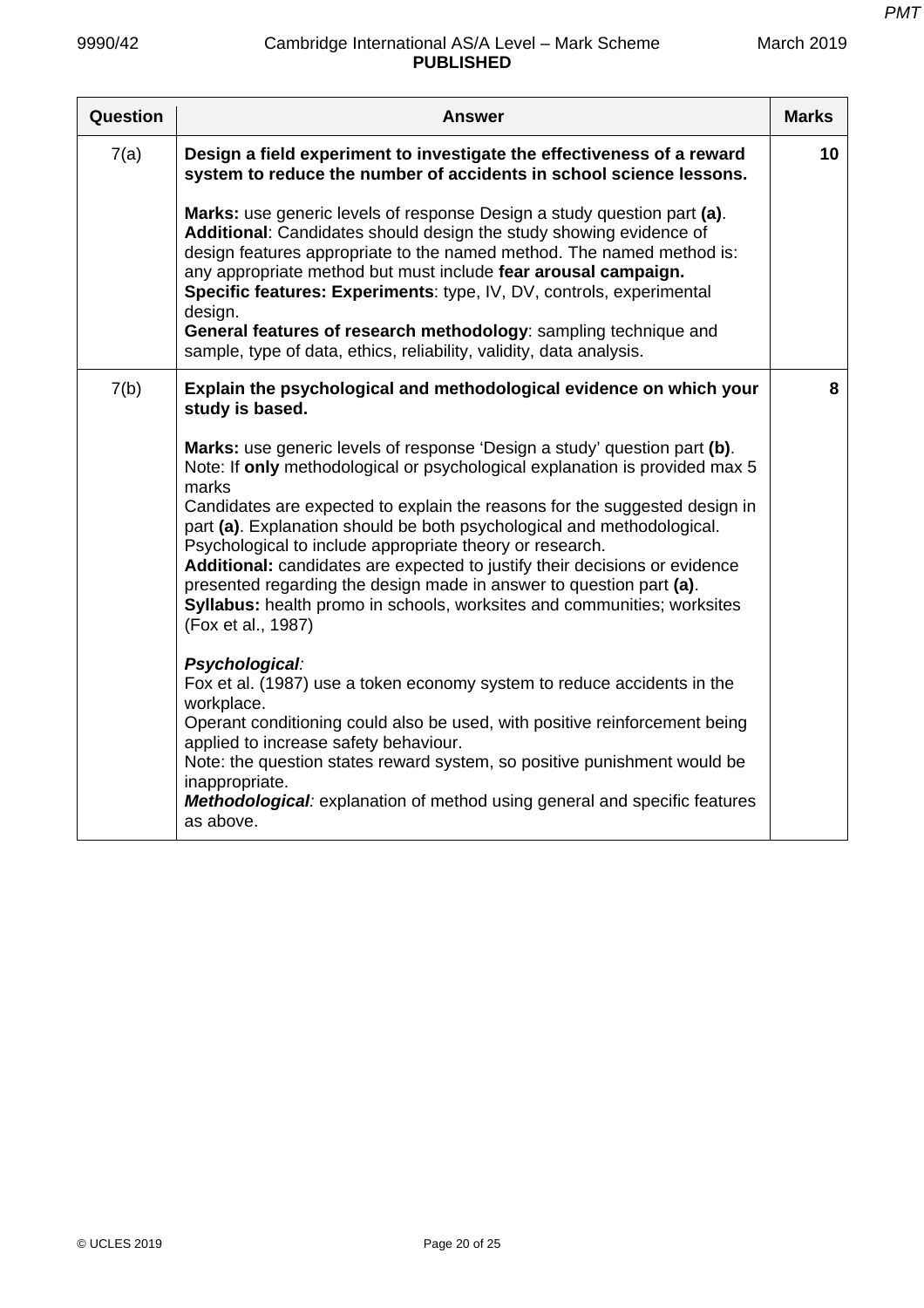| Question | Answer | Marks |
|---|---|---|
| 7(a) | **Design a field experiment to investigate the effectiveness of a reward system to reduce the number of accidents in school science lessons.**<br><br>**Marks:** use generic levels of response Design a study question part **(a)**.<br>**Additional**: Candidates should design the study showing evidence of design features appropriate to the named method. The named method is: any appropriate method but must include **fear arousal campaign.**<br>**Specific features: Experiments**: type, IV, DV, controls, experimental design.<br>**General features of research methodology**: sampling technique and sample, type of data, ethics, reliability, validity, data analysis. | 10 |
| 7(b) | **Explain the psychological and methodological evidence on which your study is based.**<br><br>**Marks:** use generic levels of response 'Design a study' question part **(b)**.<br>Note: If **only** methodological or psychological explanation is provided max 5 marks<br>Candidates are expected to explain the reasons for the suggested design in part **(a)**. Explanation should be both psychological and methodological. Psychological to include appropriate theory or research.<br>**Additional:** candidates are expected to justify their decisions or evidence presented regarding the design made in answer to question part **(a)**.<br>**Syllabus:** health promo in schools, worksites and communities; worksites (Fox et al., 1987)<br><br>***Psychological****:*<br>Fox et al. (1987) use a token economy system to reduce accidents in the workplace.<br>Operant conditioning could also be used, with positive reinforcement being applied to increase safety behaviour.<br>Note: the question states reward system, so positive punishment would be inappropriate.<br>***Methodological****:* explanation of method using general and specific features as above. | 8 |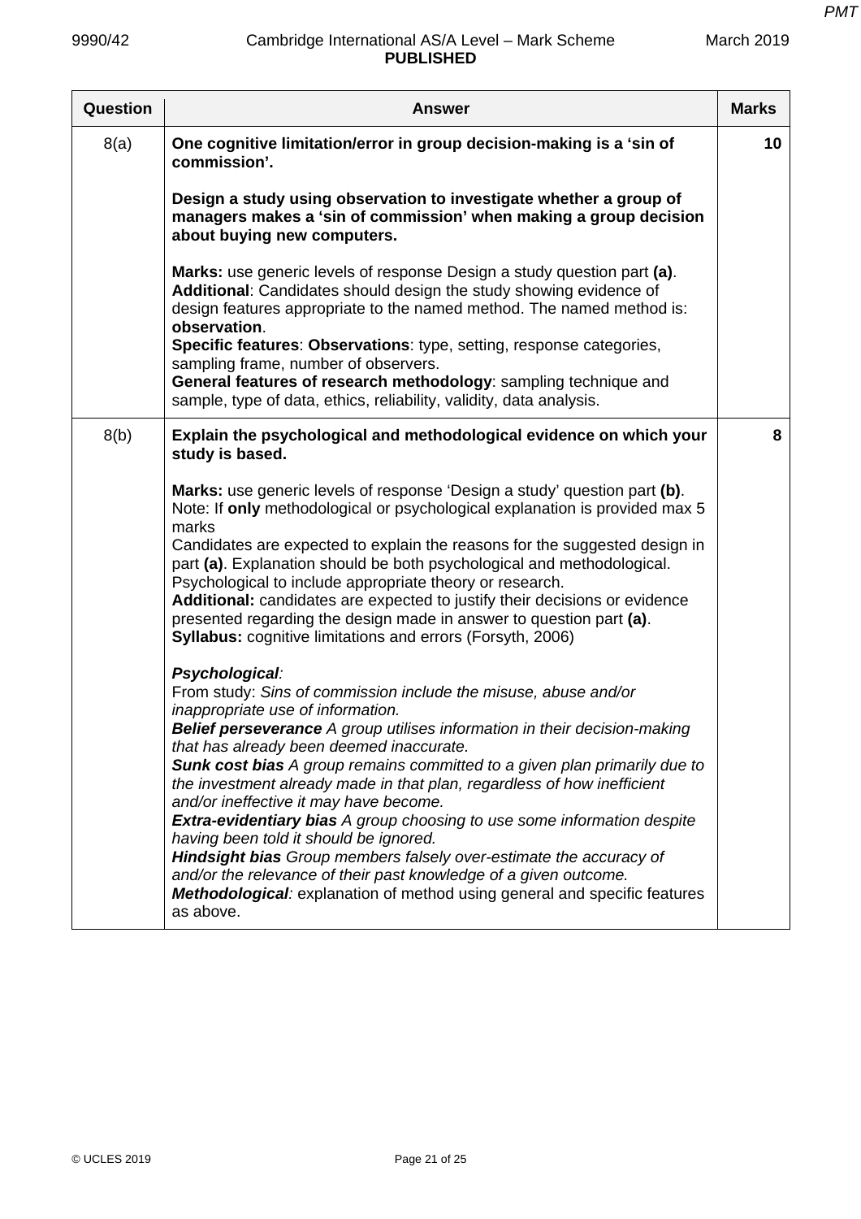| Question | Answer | Marks |
|---|---|---|
| 8(a) | **One cognitive limitation/error in group decision-making is a 'sin of commission'.**<br><br>**Design a study using observation to investigate whether a group of managers makes a 'sin of commission' when making a group decision about buying new computers.**<br><br>**Marks:** use generic levels of response Design a study question part **(a)**.<br>**Additional**: Candidates should design the study showing evidence of design features appropriate to the named method. The named method is: **observation**.<br>**Specific features**: **Observations**: type, setting, response categories, sampling frame, number of observers.<br>**General features of research methodology**: sampling technique and sample, type of data, ethics, reliability, validity, data analysis. | 10 |
| 8(b) | **Explain the psychological and methodological evidence on which your study is based.**<br><br>**Marks:** use generic levels of response 'Design a study' question part **(b)**.<br>Note: If **only** methodological or psychological explanation is provided max 5 marks<br>Candidates are expected to explain the reasons for the suggested design in part **(a)**. Explanation should be both psychological and methodological. Psychological to include appropriate theory or research.<br>**Additional:** candidates are expected to justify their decisions or evidence presented regarding the design made in answer to question part **(a)**.<br>**Syllabus:** cognitive limitations and errors (Forsyth, 2006)<br><br>***Psychological**:*<br>From study: *Sins of commission include the misuse, abuse and/or inappropriate use of information.*<br>***Belief perseverance** A group utilises information in their decision-making that has already been deemed inaccurate.*<br>***Sunk cost bias** A group remains committed to a given plan primarily due to the investment already made in that plan, regardless of how inefficient and/or ineffective it may have become.*<br>***Extra-evidentiary bias** A group choosing to use some information despite having been told it should be ignored.*<br>***Hindsight bias** Group members falsely over-estimate the accuracy of and/or the relevance of their past knowledge of a given outcome.*<br>***Methodological**:* explanation of method using general and specific features as above. | 8 |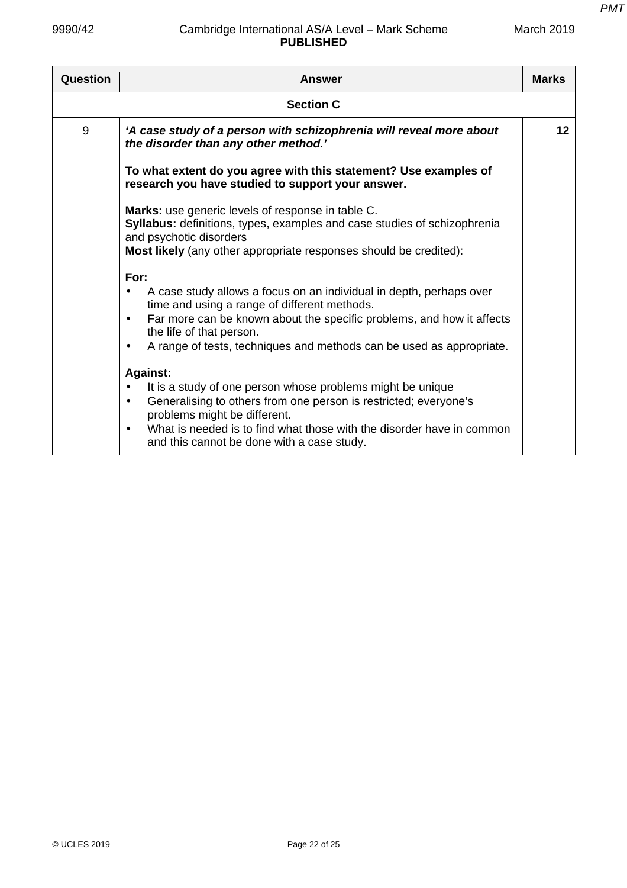| Question | Answer | Marks |
|---|---|---|
| | **Section C** | |
| 9 | ***'A case study of a person with schizophrenia will reveal more about the disorder than any other method.'***<br><br>**To what extent do you agree with this statement? Use examples of research you have studied to support your answer.**<br><br>**Marks:** use generic levels of response in table C.<br>**Syllabus:** definitions, types, examples and case studies of schizophrenia and psychotic disorders<br>**Most likely** (any other appropriate responses should be credited):<br><br>**For:**<br>• A case study allows a focus on an individual in depth, perhaps over time and using a range of different methods.<br>• Far more can be known about the specific problems, and how it affects the life of that person.<br>• A range of tests, techniques and methods can be used as appropriate.<br><br>**Against:**<br>• It is a study of one person whose problems might be unique<br>• Generalising to others from one person is restricted; everyone's problems might be different.<br>• What is needed is to find what those with the disorder have in common and this cannot be done with a case study. | **12** |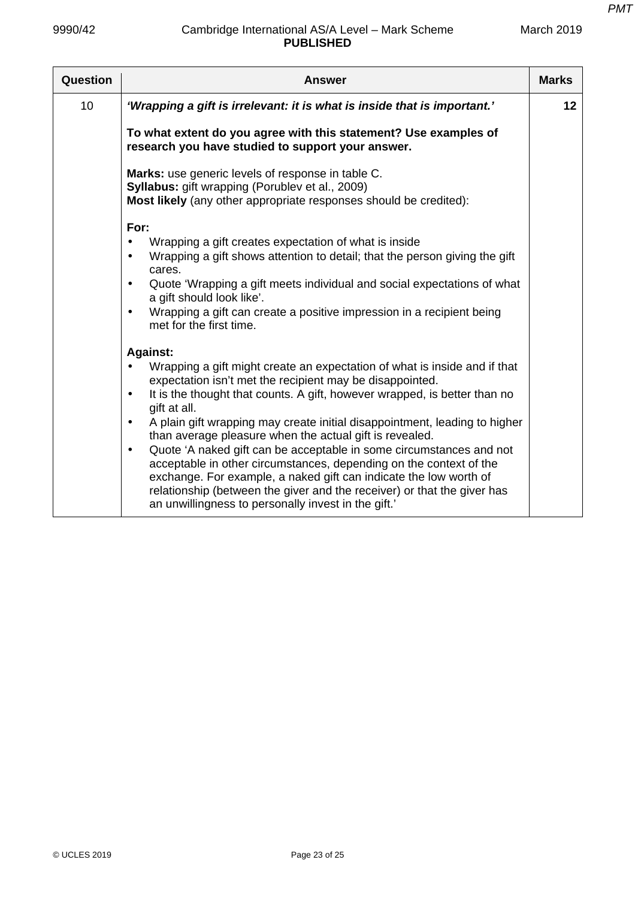| Question | Answer | Marks |
|---|---|---|
| 10 | ***'Wrapping a gift is irrelevant: it is what is inside that is important.'***<br><br>**To what extent do you agree with this statement? Use examples of research you have studied to support your answer.**<br><br>**Marks:** use generic levels of response in table C.<br>**Syllabus:** gift wrapping (Porublev et al., 2009)<br>**Most likely** (any other appropriate responses should be credited):<br><br>**For:**<br>• Wrapping a gift creates expectation of what is inside<br>• Wrapping a gift shows attention to detail; that the person giving the gift cares.<br>• Quote 'Wrapping a gift meets individual and social expectations of what a gift should look like'.<br>• Wrapping a gift can create a positive impression in a recipient being met for the first time.<br><br>**Against:**<br>• Wrapping a gift might create an expectation of what is inside and if that expectation isn't met the recipient may be disappointed.<br>• It is the thought that counts. A gift, however wrapped, is better than no gift at all.<br>• A plain gift wrapping may create initial disappointment, leading to higher than average pleasure when the actual gift is revealed.<br>• Quote 'A naked gift can be acceptable in some circumstances and not acceptable in other circumstances, depending on the context of the exchange. For example, a naked gift can indicate the low worth of relationship (between the giver and the receiver) or that the giver has an unwillingness to personally invest in the gift.' | 12 |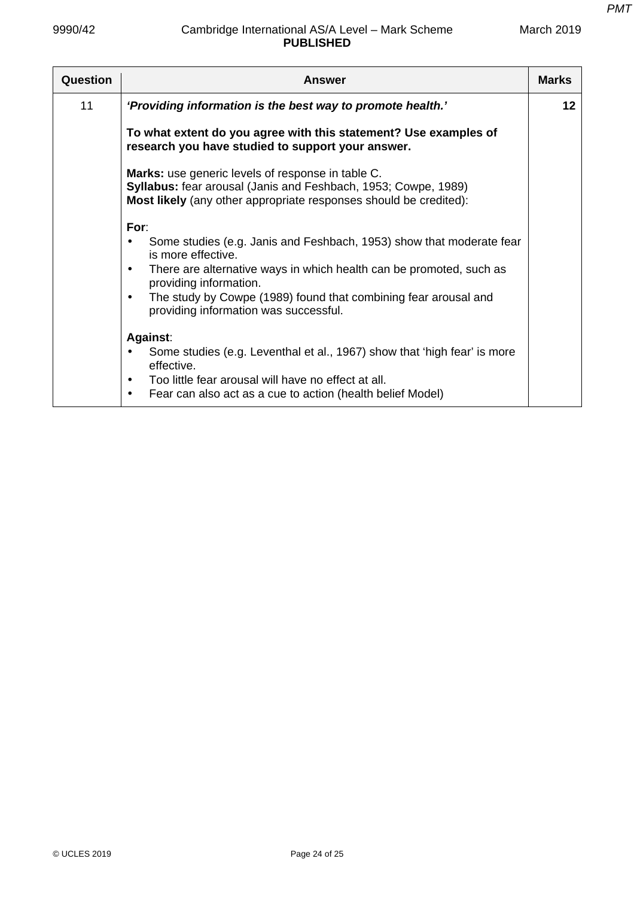| Question | Answer | Marks |
|---|---|---|
| 11 | ***'Providing information is the best way to promote health.'***<br><br>**To what extent do you agree with this statement? Use examples of research you have studied to support your answer.**<br><br>**Marks:** use generic levels of response in table C.<br>**Syllabus:** fear arousal (Janis and Feshbach, 1953; Cowpe, 1989)<br>**Most likely** (any other appropriate responses should be credited):<br><br>**For**:<br>• Some studies (e.g. Janis and Feshbach, 1953) show that moderate fear is more effective.<br>• There are alternative ways in which health can be promoted, such as providing information.<br>• The study by Cowpe (1989) found that combining fear arousal and providing information was successful.<br><br>**Against**:<br>• Some studies (e.g. Leventhal et al., 1967) show that 'high fear' is more effective.<br>• Too little fear arousal will have no effect at all.<br>• Fear can also act as a cue to action (health belief Model) | **12** |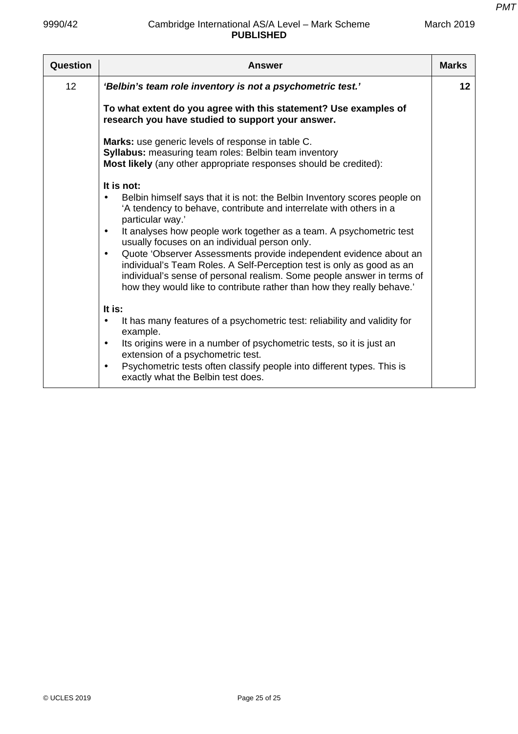| Question | Answer | Marks |
|---|---|---|
| 12 | ***'Belbin's team role inventory is not a psychometric test.'***<br><br>**To what extent do you agree with this statement? Use examples of research you have studied to support your answer.**<br><br>**Marks:** use generic levels of response in table C.<br>**Syllabus:** measuring team roles: Belbin team inventory<br>**Most likely** (any other appropriate responses should be credited):<br><br>**It is not:**<br>• Belbin himself says that it is not: the Belbin Inventory scores people on 'A tendency to behave, contribute and interrelate with others in a particular way.'<br>• It analyses how people work together as a team. A psychometric test usually focuses on an individual person only.<br>• Quote 'Observer Assessments provide independent evidence about an individual's Team Roles. A Self-Perception test is only as good as an individual's sense of personal realism. Some people answer in terms of how they would like to contribute rather than how they really behave.'<br><br>**It is:**<br>• It has many features of a psychometric test: reliability and validity for example.<br>• Its origins were in a number of psychometric tests, so it is just an extension of a psychometric test.<br>• Psychometric tests often classify people into different types. This is exactly what the Belbin test does. | 12 |